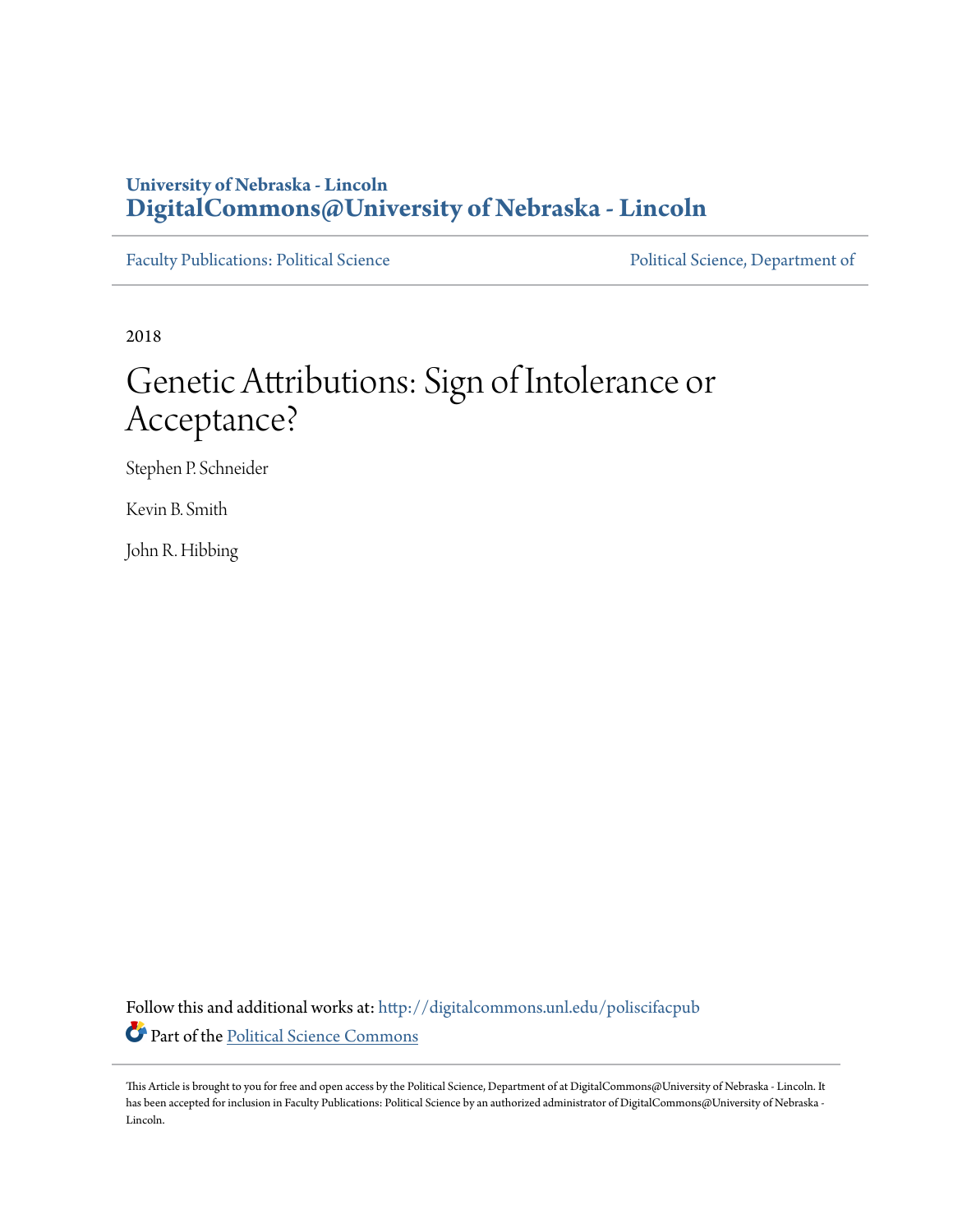University of Nebraska - Lincoln
**DigitalCommons@University of Nebraska - Lincoln**

Faculty Publications: Political Science | Political Science, Department of

2018

# Genetic Attributions: Sign of Intolerance or Acceptance?

Stephen P. Schneider

Kevin B. Smith

John R. Hibbing

Follow this and additional works at: http://digitalcommons.unl.edu/poliscifacpub

Part of the Political Science Commons

This Article is brought to you for free and open access by the Political Science, Department of at DigitalCommons@University of Nebraska - Lincoln. It has been accepted for inclusion in Faculty Publications: Political Science by an authorized administrator of DigitalCommons@University of Nebraska - Lincoln.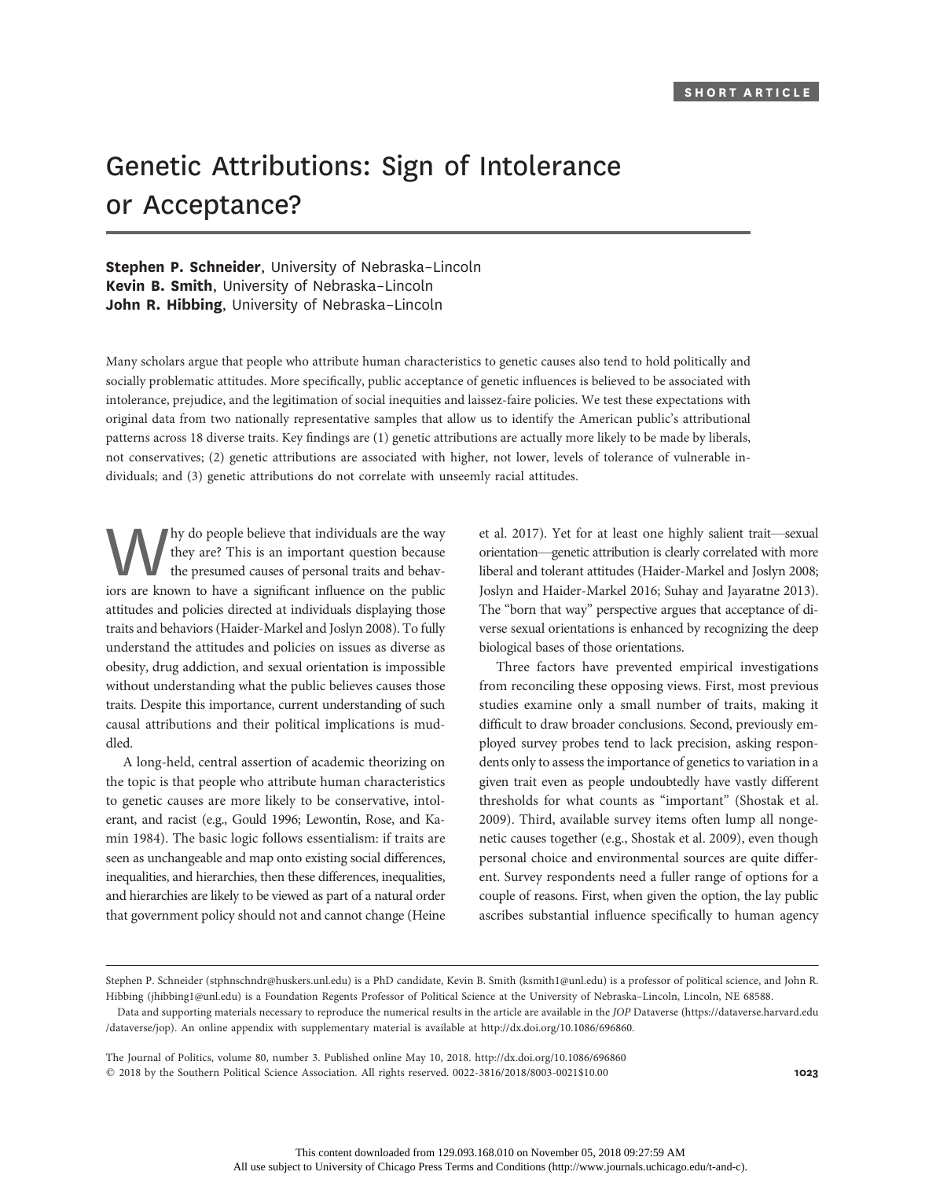SHORT ARTICLE

# Genetic Attributions: Sign of Intolerance or Acceptance?

**Stephen P. Schneider**, University of Nebraska–Lincoln
**Kevin B. Smith**, University of Nebraska–Lincoln
**John R. Hibbing**, University of Nebraska–Lincoln

Many scholars argue that people who attribute human characteristics to genetic causes also tend to hold politically and socially problematic attitudes. More specifically, public acceptance of genetic influences is believed to be associated with intolerance, prejudice, and the legitimation of social inequities and laissez-faire policies. We test these expectations with original data from two nationally representative samples that allow us to identify the American public's attributional patterns across 18 diverse traits. Key findings are (1) genetic attributions are actually more likely to be made by liberals, not conservatives; (2) genetic attributions are associated with higher, not lower, levels of tolerance of vulnerable individuals; and (3) genetic attributions do not correlate with unseemly racial attitudes.

Why do people believe that individuals are the way they are? This is an important question because the presumed causes of personal traits and behaviors are known to have a significant influence on the public attitudes and policies directed at individuals displaying those traits and behaviors (Haider-Markel and Joslyn 2008). To fully understand the attitudes and policies on issues as diverse as obesity, drug addiction, and sexual orientation is impossible without understanding what the public believes causes those traits. Despite this importance, current understanding of such causal attributions and their political implications is muddled.

A long-held, central assertion of academic theorizing on the topic is that people who attribute human characteristics to genetic causes are more likely to be conservative, intolerant, and racist (e.g., Gould 1996; Lewontin, Rose, and Kamin 1984). The basic logic follows essentialism: if traits are seen as unchangeable and map onto existing social differences, inequalities, and hierarchies, then these differences, inequalities, and hierarchies are likely to be viewed as part of a natural order that government policy should not and cannot change (Heine et al. 2017). Yet for at least one highly salient trait—sexual orientation—genetic attribution is clearly correlated with more liberal and tolerant attitudes (Haider-Markel and Joslyn 2008; Joslyn and Haider-Markel 2016; Suhay and Jayaratne 2013). The "born that way" perspective argues that acceptance of diverse sexual orientations is enhanced by recognizing the deep biological bases of those orientations.

Three factors have prevented empirical investigations from reconciling these opposing views. First, most previous studies examine only a small number of traits, making it difficult to draw broader conclusions. Second, previously employed survey probes tend to lack precision, asking respondents only to assess the importance of genetics to variation in a given trait even as people undoubtedly have vastly different thresholds for what counts as "important" (Shostak et al. 2009). Third, available survey items often lump all nongenetic causes together (e.g., Shostak et al. 2009), even though personal choice and environmental sources are quite different. Survey respondents need a fuller range of options for a couple of reasons. First, when given the option, the lay public ascribes substantial influence specifically to human agency

---

Stephen P. Schneider (stphnschndr@huskers.unl.edu) is a PhD candidate, Kevin B. Smith (ksmith1@unl.edu) is a professor of political science, and John R. Hibbing (jhibbing1@unl.edu) is a Foundation Regents Professor of Political Science at the University of Nebraska–Lincoln, Lincoln, NE 68588.

Data and supporting materials necessary to reproduce the numerical results in the article are available in the *JOP* Dataverse (https://dataverse.harvard.edu/dataverse/jop). An online appendix with supplementary material is available at http://dx.doi.org/10.1086/696860.

The Journal of Politics, volume 80, number 3. Published online May 10, 2018. http://dx.doi.org/10.1086/696860
© 2018 by the Southern Political Science Association. All rights reserved. 0022-3816/2018/8003-0021$10.00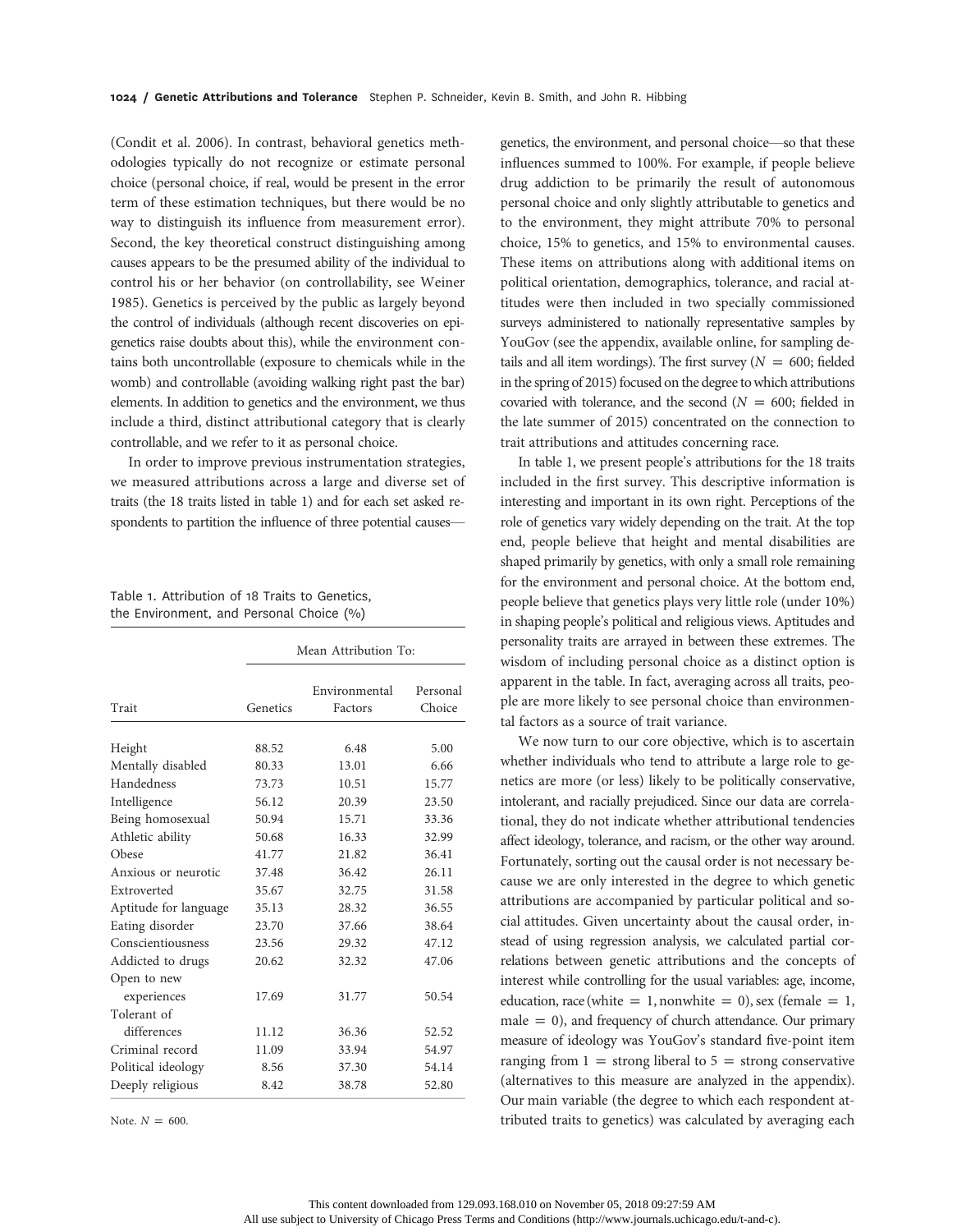(Condit et al. 2006). In contrast, behavioral genetics methodologies typically do not recognize or estimate personal choice (personal choice, if real, would be present in the error term of these estimation techniques, but there would be no way to distinguish its influence from measurement error). Second, the key theoretical construct distinguishing among causes appears to be the presumed ability of the individual to control his or her behavior (on controllability, see Weiner 1985). Genetics is perceived by the public as largely beyond the control of individuals (although recent discoveries on epigenetics raise doubts about this), while the environment contains both uncontrollable (exposure to chemicals while in the womb) and controllable (avoiding walking right past the bar) elements. In addition to genetics and the environment, we thus include a third, distinct attributional category that is clearly controllable, and we refer to it as personal choice.

In order to improve previous instrumentation strategies, we measured attributions across a large and diverse set of traits (the 18 traits listed in table 1) and for each set asked respondents to partition the influence of three potential causes—genetics, the environment, and personal choice—so that these influences summed to 100%. For example, if people believe drug addiction to be primarily the result of autonomous personal choice and only slightly attributable to genetics and to the environment, they might attribute 70% to personal choice, 15% to genetics, and 15% to environmental causes. These items on attributions along with additional items on political orientation, demographics, tolerance, and racial attitudes were then included in two specially commissioned surveys administered to nationally representative samples by YouGov (see the appendix, available online, for sampling details and all item wordings). The first survey ($N = 600$; fielded in the spring of 2015) focused on the degree to which attributions covaried with tolerance, and the second ($N = 600$; fielded in the late summer of 2015) concentrated on the connection to trait attributions and attitudes concerning race.

Table 1. Attribution of 18 Traits to Genetics, the Environment, and Personal Choice (%)

| | Mean Attribution To: | | |
|---|---|---|---|
| Trait | Genetics | Environmental Factors | Personal Choice |
| Height | 88.52 | 6.48 | 5.00 |
| Mentally disabled | 80.33 | 13.01 | 6.66 |
| Handedness | 73.73 | 10.51 | 15.77 |
| Intelligence | 56.12 | 20.39 | 23.50 |
| Being homosexual | 50.94 | 15.71 | 33.36 |
| Athletic ability | 50.68 | 16.33 | 32.99 |
| Obese | 41.77 | 21.82 | 36.41 |
| Anxious or neurotic | 37.48 | 36.42 | 26.11 |
| Extroverted | 35.67 | 32.75 | 31.58 |
| Aptitude for language | 35.13 | 28.32 | 36.55 |
| Eating disorder | 23.70 | 37.66 | 38.64 |
| Conscientiousness | 23.56 | 29.32 | 47.12 |
| Addicted to drugs | 20.62 | 32.32 | 47.06 |
| Open to new experiences | 17.69 | 31.77 | 50.54 |
| Tolerant of differences | 11.12 | 36.36 | 52.52 |
| Criminal record | 11.09 | 33.94 | 54.97 |
| Political ideology | 8.56 | 37.30 | 54.14 |
| Deeply religious | 8.42 | 38.78 | 52.80 |

Note. $N = 600$.

In table 1, we present people's attributions for the 18 traits included in the first survey. This descriptive information is interesting and important in its own right. Perceptions of the role of genetics vary widely depending on the trait. At the top end, people believe that height and mental disabilities are shaped primarily by genetics, with only a small role remaining for the environment and personal choice. At the bottom end, people believe that genetics plays very little role (under 10%) in shaping people's political and religious views. Aptitudes and personality traits are arrayed in between these extremes. The wisdom of including personal choice as a distinct option is apparent in the table. In fact, averaging across all traits, people are more likely to see personal choice than environmental factors as a source of trait variance.

We now turn to our core objective, which is to ascertain whether individuals who tend to attribute a large role to genetics are more (or less) likely to be politically conservative, intolerant, and racially prejudiced. Since our data are correlational, they do not indicate whether attributional tendencies affect ideology, tolerance, and racism, or the other way around. Fortunately, sorting out the causal order is not necessary because we are only interested in the degree to which genetic attributions are accompanied by particular political and social attitudes. Given uncertainty about the causal order, instead of using regression analysis, we calculated partial correlations between genetic attributions and the concepts of interest while controlling for the usual variables: age, income, education, race (white $= 1$, nonwhite $= 0$), sex (female $= 1$, male $= 0$), and frequency of church attendance. Our primary measure of ideology was YouGov's standard five-point item ranging from $1 =$ strong liberal to $5 =$ strong conservative (alternatives to this measure are analyzed in the appendix). Our main variable (the degree to which each respondent attributed traits to genetics) was calculated by averaging each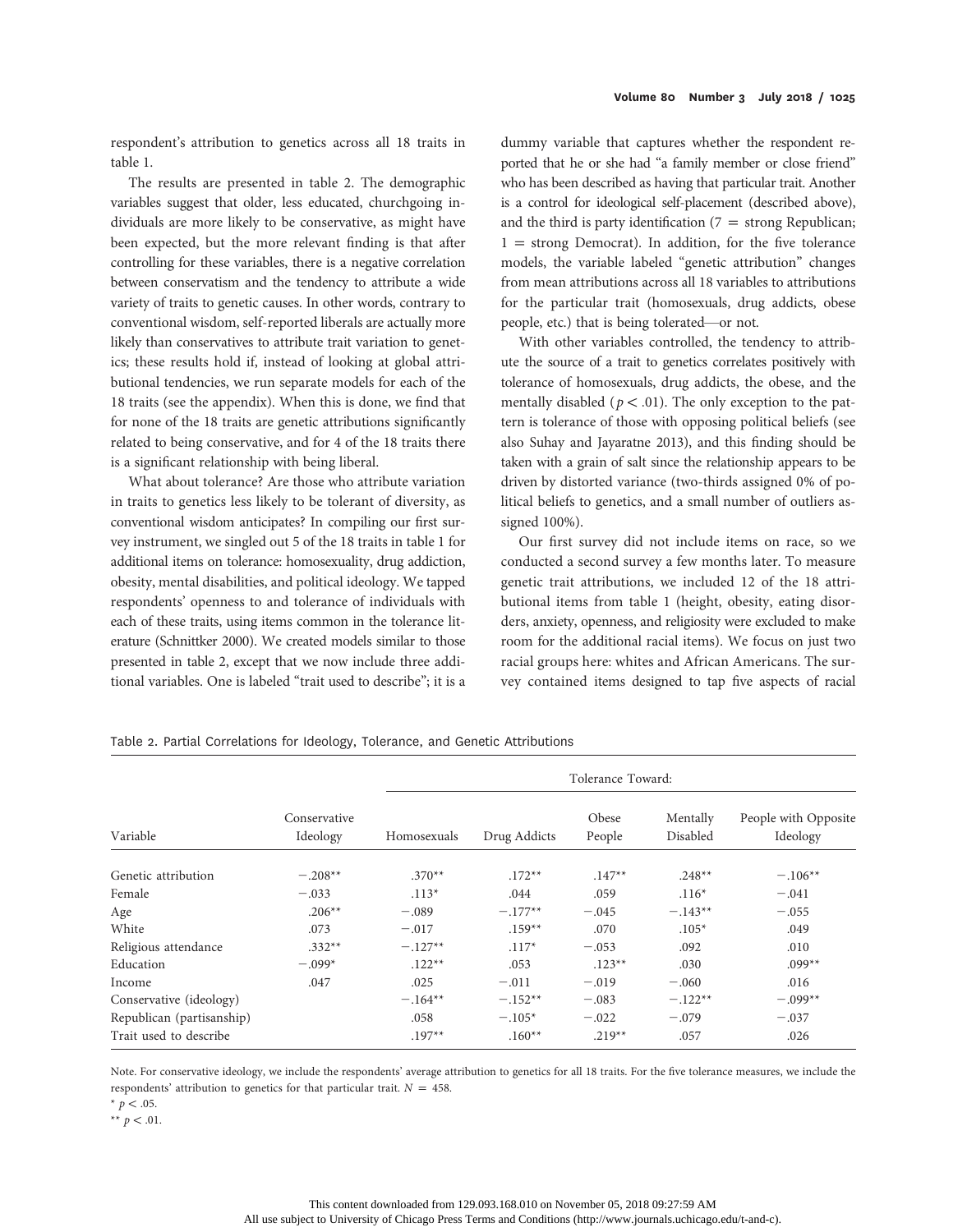respondent's attribution to genetics across all 18 traits in table 1.

The results are presented in table 2. The demographic variables suggest that older, less educated, churchgoing individuals are more likely to be conservative, as might have been expected, but the more relevant finding is that after controlling for these variables, there is a negative correlation between conservatism and the tendency to attribute a wide variety of traits to genetic causes. In other words, contrary to conventional wisdom, self-reported liberals are actually more likely than conservatives to attribute trait variation to genetics; these results hold if, instead of looking at global attributional tendencies, we run separate models for each of the 18 traits (see the appendix). When this is done, we find that for none of the 18 traits are genetic attributions significantly related to being conservative, and for 4 of the 18 traits there is a significant relationship with being liberal.

What about tolerance? Are those who attribute variation in traits to genetics less likely to be tolerant of diversity, as conventional wisdom anticipates? In compiling our first survey instrument, we singled out 5 of the 18 traits in table 1 for additional items on tolerance: homosexuality, drug addiction, obesity, mental disabilities, and political ideology. We tapped respondents' openness to and tolerance of individuals with each of these traits, using items common in the tolerance literature (Schnittker 2000). We created models similar to those presented in table 2, except that we now include three additional variables. One is labeled "trait used to describe"; it is a dummy variable that captures whether the respondent reported that he or she had "a family member or close friend" who has been described as having that particular trait. Another is a control for ideological self-placement (described above), and the third is party identification (7 = strong Republican; 1 = strong Democrat). In addition, for the five tolerance models, the variable labeled "genetic attribution" changes from mean attributions across all 18 variables to attributions for the particular trait (homosexuals, drug addicts, obese people, etc.) that is being tolerated—or not.

With other variables controlled, the tendency to attribute the source of a trait to genetics correlates positively with tolerance of homosexuals, drug addicts, the obese, and the mentally disabled ($p < .01$). The only exception to the pattern is tolerance of those with opposing political beliefs (see also Suhay and Jayaratne 2013), and this finding should be taken with a grain of salt since the relationship appears to be driven by distorted variance (two-thirds assigned 0% of political beliefs to genetics, and a small number of outliers assigned 100%).

Our first survey did not include items on race, so we conducted a second survey a few months later. To measure genetic trait attributions, we included 12 of the 18 attributional items from table 1 (height, obesity, eating disorders, anxiety, openness, and religiosity were excluded to make room for the additional racial items). We focus on just two racial groups here: whites and African Americans. The survey contained items designed to tap five aspects of racial

Table 2. Partial Correlations for Ideology, Tolerance, and Genetic Attributions

| Variable | Conservative Ideology | Tolerance Toward: Homosexuals | Drug Addicts | Obese People | Mentally Disabled | People with Opposite Ideology |
|---|---|---|---|---|---|---|
| Genetic attribution | −.208** | .370** | .172** | .147** | .248** | −.106** |
| Female | −.033 | .113* | .044 | .059 | .116* | −.041 |
| Age | .206** | −.089 | −.177** | −.045 | −.143** | −.055 |
| White | .073 | −.017 | .159** | .070 | .105* | .049 |
| Religious attendance | .332** | −.127** | .117* | −.053 | .092 | .010 |
| Education | −.099* | .122** | .053 | .123** | .030 | .099** |
| Income | .047 | .025 | −.011 | −.019 | −.060 | .016 |
| Conservative (ideology) | | −.164** | −.152** | −.083 | −.122** | −.099** |
| Republican (partisanship) | | .058 | −.105* | −.022 | −.079 | −.037 |
| Trait used to describe | | .197** | .160** | .219** | .057 | .026 |

Note. For conservative ideology, we include the respondents' average attribution to genetics for all 18 traits. For the five tolerance measures, we include the respondents' attribution to genetics for that particular trait. $N = 458$.

\* $p < .05$.

\*\* $p < .01$.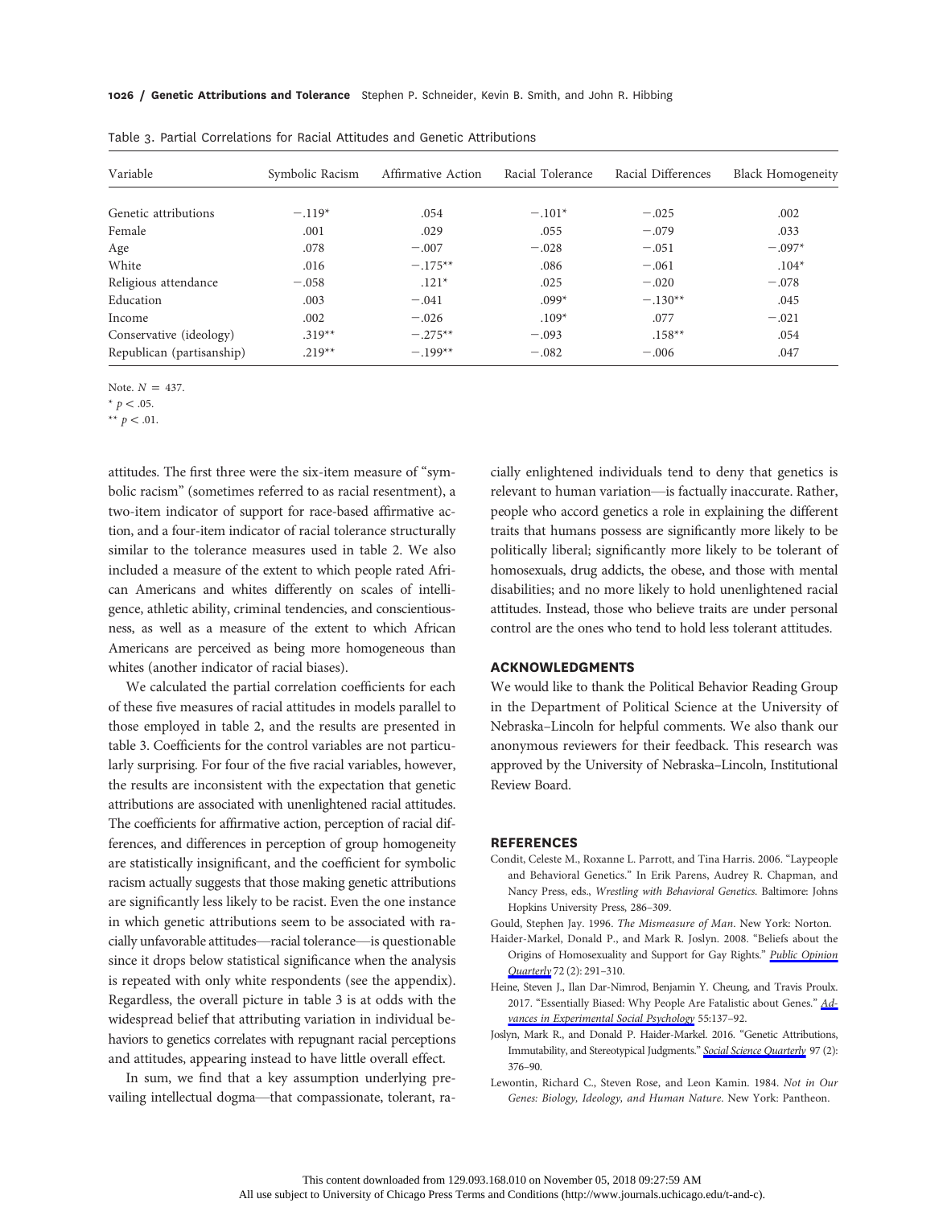Table 3. Partial Correlations for Racial Attitudes and Genetic Attributions

| Variable | Symbolic Racism | Affirmative Action | Racial Tolerance | Racial Differences | Black Homogeneity |
|---|---|---|---|---|---|
| Genetic attributions | −.119* | .054 | −.101* | −.025 | .002 |
| Female | .001 | .029 | .055 | −.079 | .033 |
| Age | .078 | −.007 | −.028 | −.051 | −.097* |
| White | .016 | −.175** | .086 | −.061 | .104* |
| Religious attendance | −.058 | .121* | .025 | −.020 | −.078 |
| Education | .003 | −.041 | .099* | −.130** | .045 |
| Income | .002 | −.026 | .109* | .077 | −.021 |
| Conservative (ideology) | .319** | −.275** | −.093 | .158** | .054 |
| Republican (partisanship) | .219** | −.199** | −.082 | −.006 | .047 |

Note. $N = 437$.
* $p < .05$.
** $p < .01$.

attitudes. The first three were the six-item measure of "symbolic racism" (sometimes referred to as racial resentment), a two-item indicator of support for race-based affirmative action, and a four-item indicator of racial tolerance structurally similar to the tolerance measures used in table 2. We also included a measure of the extent to which people rated African Americans and whites differently on scales of intelligence, athletic ability, criminal tendencies, and conscientiousness, as well as a measure of the extent to which African Americans are perceived as being more homogeneous than whites (another indicator of racial biases).

We calculated the partial correlation coefficients for each of these five measures of racial attitudes in models parallel to those employed in table 2, and the results are presented in table 3. Coefficients for the control variables are not particularly surprising. For four of the five racial variables, however, the results are inconsistent with the expectation that genetic attributions are associated with unenlightened racial attitudes. The coefficients for affirmative action, perception of racial differences, and differences in perception of group homogeneity are statistically insignificant, and the coefficient for symbolic racism actually suggests that those making genetic attributions are significantly less likely to be racist. Even the one instance in which genetic attributions seem to be associated with racially unfavorable attitudes—racial tolerance—is questionable since it drops below statistical significance when the analysis is repeated with only white respondents (see the appendix). Regardless, the overall picture in table 3 is at odds with the widespread belief that attributing variation in individual behaviors to genetics correlates with repugnant racial perceptions and attitudes, appearing instead to have little overall effect.

In sum, we find that a key assumption underlying prevailing intellectual dogma—that compassionate, tolerant, racially enlightened individuals tend to deny that genetics is relevant to human variation—is factually inaccurate. Rather, people who accord genetics a role in explaining the different traits that humans possess are significantly more likely to be politically liberal; significantly more likely to be tolerant of homosexuals, drug addicts, the obese, and those with mental disabilities; and no more likely to hold unenlightened racial attitudes. Instead, those who believe traits are under personal control are the ones who tend to hold less tolerant attitudes.

## ACKNOWLEDGMENTS

We would like to thank the Political Behavior Reading Group in the Department of Political Science at the University of Nebraska–Lincoln for helpful comments. We also thank our anonymous reviewers for their feedback. This research was approved by the University of Nebraska–Lincoln, Institutional Review Board.

## REFERENCES

Condit, Celeste M., Roxanne L. Parrott, and Tina Harris. 2006. "Laypeople and Behavioral Genetics." In Erik Parens, Audrey R. Chapman, and Nancy Press, eds., *Wrestling with Behavioral Genetics*. Baltimore: Johns Hopkins University Press, 286–309.

Gould, Stephen Jay. 1996. *The Mismeasure of Man*. New York: Norton.

Haider-Markel, Donald P., and Mark R. Joslyn. 2008. "Beliefs about the Origins of Homosexuality and Support for Gay Rights." *Public Opinion Quarterly* 72 (2): 291–310.

Heine, Steven J., Ilan Dar-Nimrod, Benjamin Y. Cheung, and Travis Proulx. 2017. "Essentially Biased: Why People Are Fatalistic about Genes." *Advances in Experimental Social Psychology* 55:137–92.

Joslyn, Mark R., and Donald P. Haider-Markel. 2016. "Genetic Attributions, Immutability, and Stereotypical Judgments." *Social Science Quarterly* 97 (2): 376–90.

Lewontin, Richard C., Steven Rose, and Leon Kamin. 1984. *Not in Our Genes: Biology, Ideology, and Human Nature*. New York: Pantheon.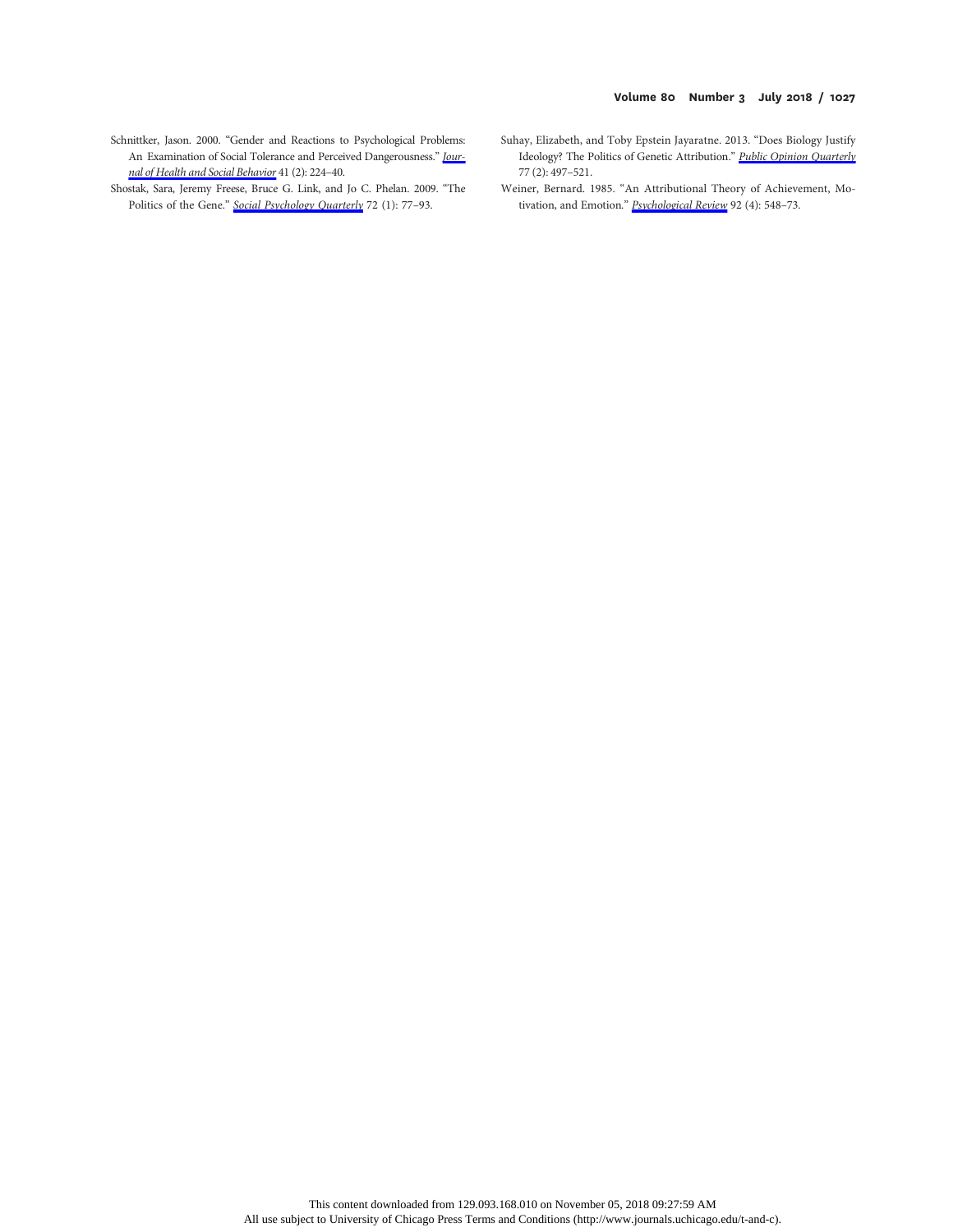Schnittker, Jason. 2000. "Gender and Reactions to Psychological Problems: An Examination of Social Tolerance and Perceived Dangerousness." *Journal of Health and Social Behavior* 41 (2): 224–40.

Shostak, Sara, Jeremy Freese, Bruce G. Link, and Jo C. Phelan. 2009. "The Politics of the Gene." *Social Psychology Quarterly* 72 (1): 77–93.

Suhay, Elizabeth, and Toby Epstein Jayaratne. 2013. "Does Biology Justify Ideology? The Politics of Genetic Attribution." *Public Opinion Quarterly* 77 (2): 497–521.

Weiner, Bernard. 1985. "An Attributional Theory of Achievement, Motivation, and Emotion." *Psychological Review* 92 (4): 548–73.

This content downloaded from 129.093.168.010 on November 05, 2018 09:27:59 AM
All use subject to University of Chicago Press Terms and Conditions (http://www.journals.uchicago.edu/t-and-c).